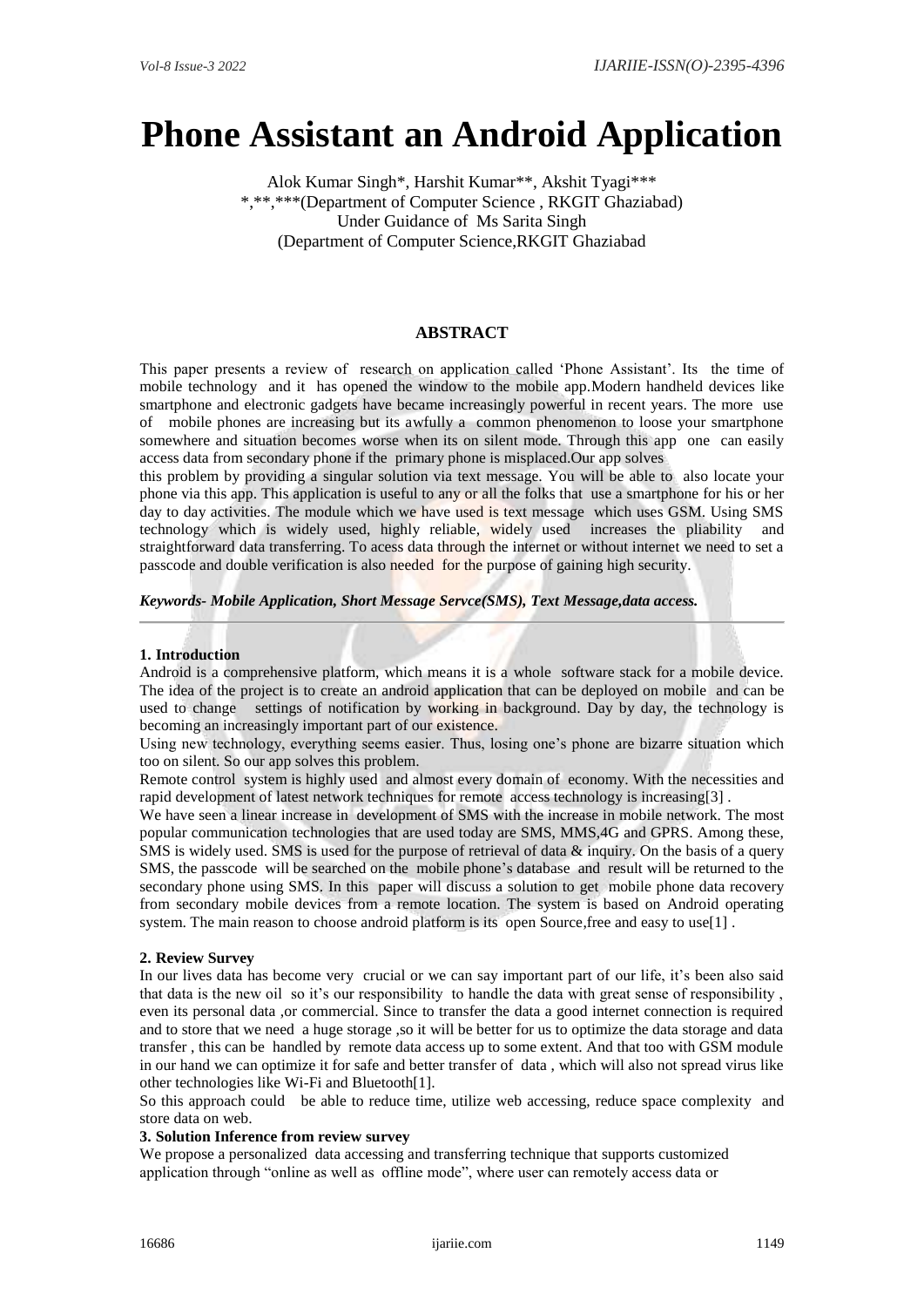# Phone Assistant an Android Application

Alok Kumar Singh*, Harshit Kumar**, Akshit Tyagi***
*,**,***(Department of Computer Science , RKGIT Ghaziabad)
Under Guidance of Ms Sarita Singh
(Department of Computer Science,RKGIT Ghaziabad

## ABSTRACT

This paper presents a review of research on application called 'Phone Assistant'. Its the time of mobile technology and it has opened the window to the mobile app.Modern handheld devices like smartphone and electronic gadgets have became increasingly powerful in recent years. The more use of mobile phones are increasing but its awfully a common phenomenon to loose your smartphone somewhere and situation becomes worse when its on silent mode. Through this app one can easily access data from secondary phone if the primary phone is misplaced.Our app solves this problem by providing a singular solution via text message. You will be able to also locate your phone via this app. This application is useful to any or all the folks that use a smartphone for his or her day to day activities. The module which we have used is text message which uses GSM. Using SMS technology which is widely used, highly reliable, widely used increases the pliability and straightforward data transferring. To acess data through the internet or without internet we need to set a passcode and double verification is also needed for the purpose of gaining high security.

***Keywords- Mobile Application, Short Message Servce(SMS), Text Message,data access.***

### 1. Introduction

Android is a comprehensive platform, which means it is a whole software stack for a mobile device. The idea of the project is to create an android application that can be deployed on mobile and can be used to change settings of notification by working in background. Day by day, the technology is becoming an increasingly important part of our existence.

Using new technology, everything seems easier. Thus, losing one's phone are bizarre situation which too on silent. So our app solves this problem.

Remote control system is highly used and almost every domain of economy. With the necessities and rapid development of latest network techniques for remote access technology is increasing[3] .

We have seen a linear increase in development of SMS with the increase in mobile network. The most popular communication technologies that are used today are SMS, MMS,4G and GPRS. Among these, SMS is widely used. SMS is used for the purpose of retrieval of data & inquiry. On the basis of a query SMS, the passcode will be searched on the mobile phone's database and result will be returned to the secondary phone using SMS. In this paper will discuss a solution to get mobile phone data recovery from secondary mobile devices from a remote location. The system is based on Android operating system. The main reason to choose android platform is its open Source,free and easy to use[1] .

### 2. Review Survey

In our lives data has become very crucial or we can say important part of our life, it's been also said that data is the new oil so it's our responsibility to handle the data with great sense of responsibility , even its personal data ,or commercial. Since to transfer the data a good internet connection is required and to store that we need a huge storage ,so it will be better for us to optimize the data storage and data transfer , this can be handled by remote data access up to some extent. And that too with GSM module in our hand we can optimize it for safe and better transfer of data , which will also not spread virus like other technologies like Wi-Fi and Bluetooth[1].

So this approach could be able to reduce time, utilize web accessing, reduce space complexity and store data on web.

### 3. Solution Inference from review survey

We propose a personalized data accessing and transferring technique that supports customized application through "online as well as offline mode", where user can remotely access data or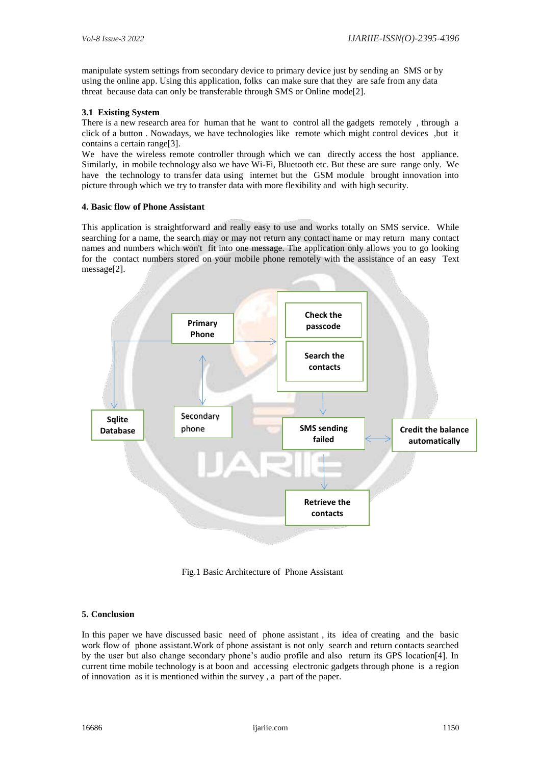manipulate system settings from secondary device to primary device just by sending an SMS or by using the online app. Using this application, folks can make sure that they are safe from any data threat because data can only be transferable through SMS or Online mode[2].

### 3.1 Existing System

There is a new research area for human that he want to control all the gadgets remotely , through a click of a button . Nowadays, we have technologies like remote which might control devices ,but it contains a certain range[3].

We have the wireless remote controller through which we can directly access the host appliance. Similarly, in mobile technology also we have Wi-Fi, Bluetooth etc. But these are sure range only. We have the technology to transfer data using internet but the GSM module brought innovation into picture through which we try to transfer data with more flexibility and with high security.

## 4. Basic flow of Phone Assistant

This application is straightforward and really easy to use and works totally on SMS service. While searching for a name, the search may or may not return any contact name or may return many contact names and numbers which won't fit into one message. The application only allows you to go looking for the contact numbers stored on your mobile phone remotely with the assistance of an easy Text message[2].

Primary Phone

Check the passcode

Search the contacts

Sqlite Database

Secondary phone

SMS sending failed

Credit the balance automatically

Retrieve the contacts

Fig.1 Basic Architecture of Phone Assistant

## 5. Conclusion

In this paper we have discussed basic need of phone assistant , its idea of creating and the basic work flow of phone assistant.Work of phone assistant is not only search and return contacts searched by the user but also change secondary phone's audio profile and also return its GPS location[4]. In current time mobile technology is at boon and accessing electronic gadgets through phone is a region of innovation as it is mentioned within the survey , a part of the paper.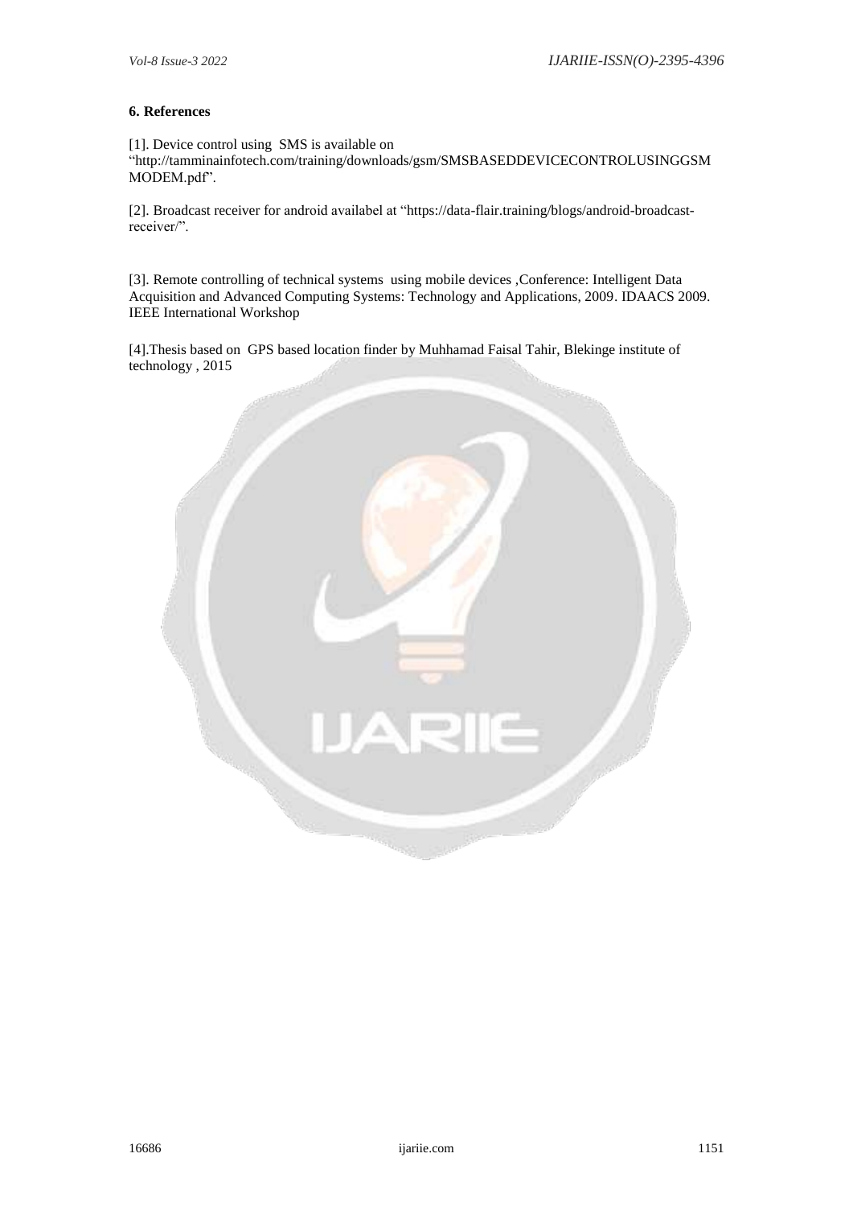**6. References**

[1]. Device control using SMS is available on "http://tamminainfotech.com/training/downloads/gsm/SMSBASEDDEVICECONTROLUSINGGSMMODEM.pdf".

[2]. Broadcast receiver for android availabel at "https://data-flair.training/blogs/android-broadcast-receiver/".

[3]. Remote controlling of technical systems using mobile devices ,Conference: Intelligent Data Acquisition and Advanced Computing Systems: Technology and Applications, 2009. IDAACS 2009. IEEE International Workshop

[4].Thesis based on GPS based location finder by Muhhamad Faisal Tahir, Blekinge institute of technology , 2015